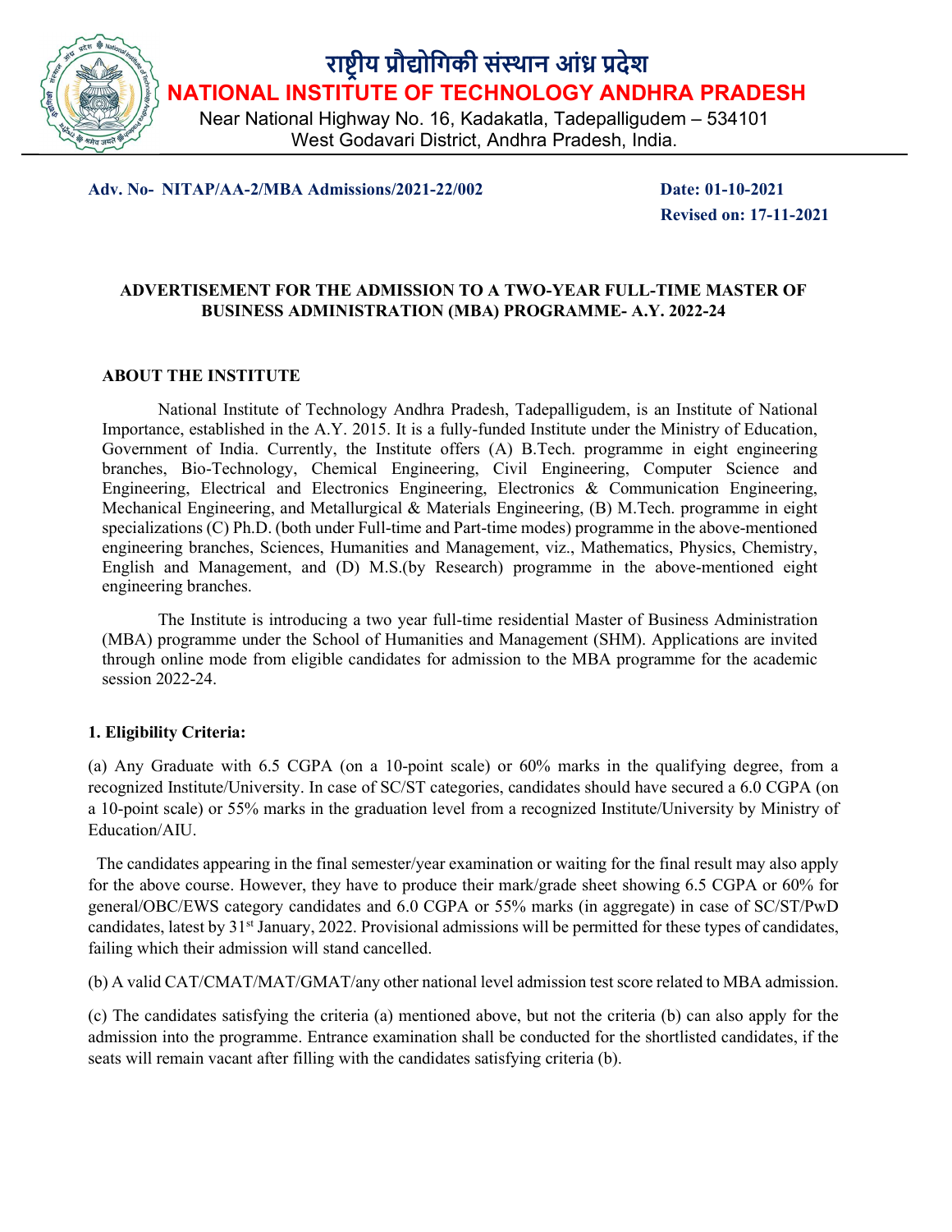# राष्ट्रीय प्रौद्योगिकी संस्थान आंध्र प्रदेश

# NATIONAL INSTITUTE OF TECHNOLOGY ANDHRA PRADESH

Near National Highway No. 16, Kadakatla, Tadepalligudem – 534101
West Godavari District, Andhra Pradesh, India.

**Adv. No- NITAP/AA-2/MBA Admissions/2021-22/002**

**Date: 01-10-2021**
**Revised on: 17-11-2021**

## ADVERTISEMENT FOR THE ADMISSION TO A TWO-YEAR FULL-TIME MASTER OF BUSINESS ADMINISTRATION (MBA) PROGRAMME- A.Y. 2022-24

### ABOUT THE INSTITUTE

National Institute of Technology Andhra Pradesh, Tadepalligudem, is an Institute of National Importance, established in the A.Y. 2015. It is a fully-funded Institute under the Ministry of Education, Government of India. Currently, the Institute offers (A) B.Tech. programme in eight engineering branches, Bio-Technology, Chemical Engineering, Civil Engineering, Computer Science and Engineering, Electrical and Electronics Engineering, Electronics & Communication Engineering, Mechanical Engineering, and Metallurgical & Materials Engineering, (B) M.Tech. programme in eight specializations (C) Ph.D. (both under Full-time and Part-time modes) programme in the above-mentioned engineering branches, Sciences, Humanities and Management, viz., Mathematics, Physics, Chemistry, English and Management, and (D) M.S.(by Research) programme in the above-mentioned eight engineering branches.

The Institute is introducing a two year full-time residential Master of Business Administration (MBA) programme under the School of Humanities and Management (SHM). Applications are invited through online mode from eligible candidates for admission to the MBA programme for the academic session 2022-24.

### 1. Eligibility Criteria:

(a) Any Graduate with 6.5 CGPA (on a 10-point scale) or 60% marks in the qualifying degree, from a recognized Institute/University. In case of SC/ST categories, candidates should have secured a 6.0 CGPA (on a 10-point scale) or 55% marks in the graduation level from a recognized Institute/University by Ministry of Education/AIU.

The candidates appearing in the final semester/year examination or waiting for the final result may also apply for the above course. However, they have to produce their mark/grade sheet showing 6.5 CGPA or 60% for general/OBC/EWS category candidates and 6.0 CGPA or 55% marks (in aggregate) in case of SC/ST/PwD candidates, latest by 31st January, 2022. Provisional admissions will be permitted for these types of candidates, failing which their admission will stand cancelled.

(b) A valid CAT/CMAT/MAT/GMAT/any other national level admission test score related to MBA admission.

(c) The candidates satisfying the criteria (a) mentioned above, but not the criteria (b) can also apply for the admission into the programme. Entrance examination shall be conducted for the shortlisted candidates, if the seats will remain vacant after filling with the candidates satisfying criteria (b).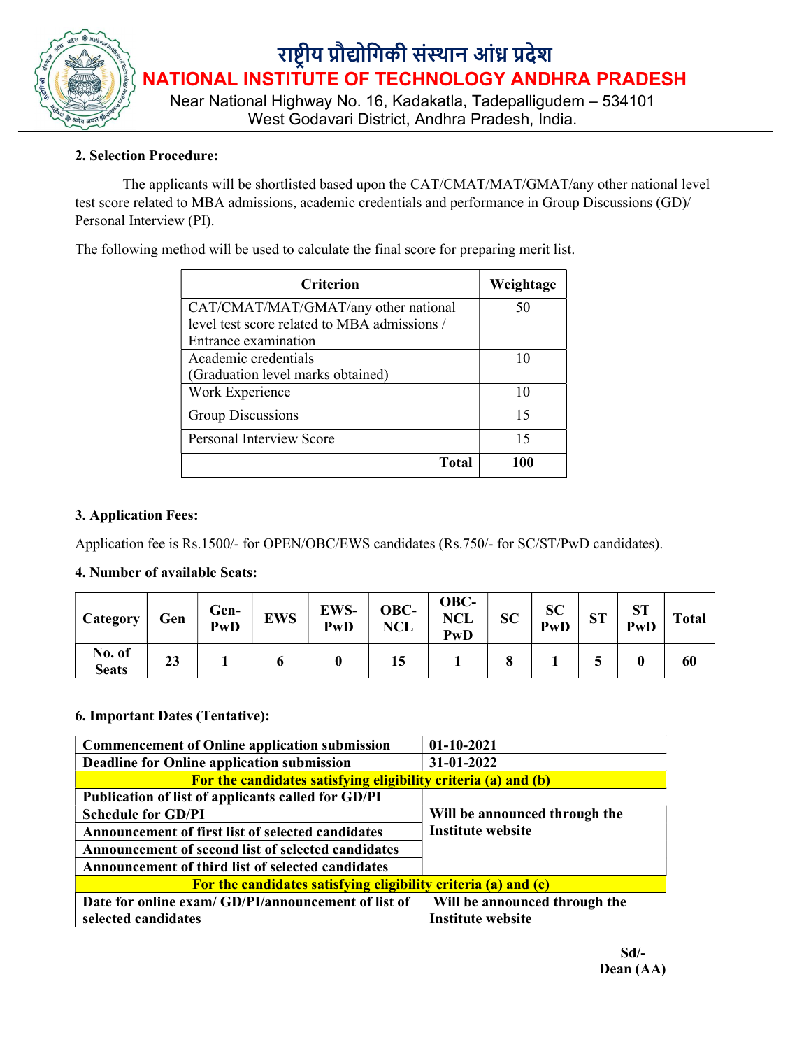## 2. Selection Procedure:

The applicants will be shortlisted based upon the CAT/CMAT/MAT/GMAT/any other national level test score related to MBA admissions, academic credentials and performance in Group Discussions (GD)/ Personal Interview (PI).

The following method will be used to calculate the final score for preparing merit list.

| Criterion | Weightage |
|---|---|
| CAT/CMAT/MAT/GMAT/any other national level test score related to MBA admissions / Entrance examination | 50 |
| Academic credentials (Graduation level marks obtained) | 10 |
| Work Experience | 10 |
| Group Discussions | 15 |
| Personal Interview Score | 15 |
| **Total** | **100** |

## 3. Application Fees:

Application fee is Rs.1500/- for OPEN/OBC/EWS candidates (Rs.750/- for SC/ST/PwD candidates).

## 4. Number of available Seats:

| Category | Gen | Gen-PwD | EWS | EWS-PwD | OBC-NCL | OBC-NCL PwD | SC | SC PwD | ST | ST PwD | Total |
|---|---|---|---|---|---|---|---|---|---|---|---|
| No. of Seats | 23 | 1 | 6 | 0 | 15 | 1 | 8 | 1 | 5 | 0 | 60 |

## 6. Important Dates (Tentative):

| | |
|---|---|
| **Commencement of Online application submission** | **01-10-2021** |
| **Deadline for Online application submission** | **31-01-2022** |
| **For the candidates satisfying eligibility criteria (a) and (b)** | |
| **Publication of list of applicants called for GD/PI** | **Will be announced through the Institute website** |
| **Schedule for GD/PI** | |
| **Announcement of first list of selected candidates** | |
| **Announcement of second list of selected candidates** | |
| **Announcement of third list of selected candidates** | |
| **For the candidates satisfying eligibility criteria (a) and (c)** | |
| **Date for online exam/ GD/PI/announcement of list of selected candidates** | **Will be announced through the Institute website** |

**Sd/-**
**Dean (AA)**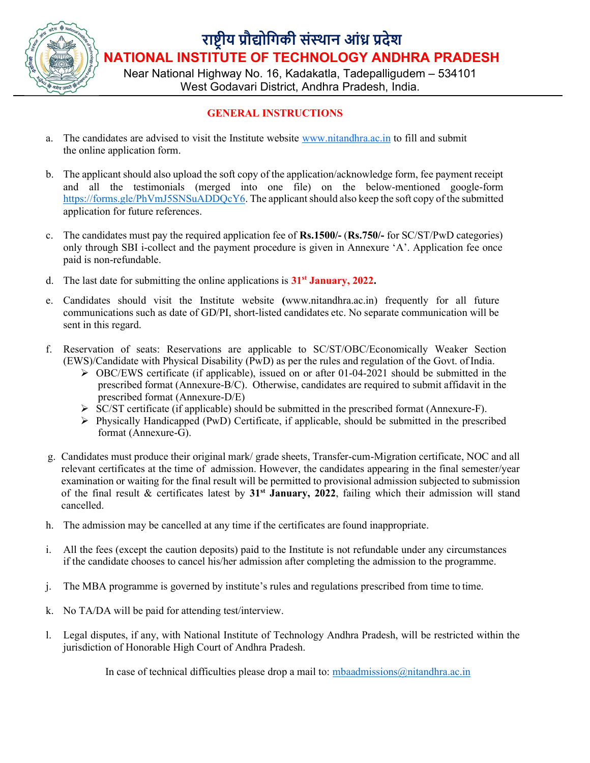# राष्ट्रीय प्रौद्योगिकी संस्थान आंध्र प्रदेश

# NATIONAL INSTITUTE OF TECHNOLOGY ANDHRA PRADESH

Near National Highway No. 16, Kadakatla, Tadepalligudem – 534101
West Godavari District, Andhra Pradesh, India.

## GENERAL INSTRUCTIONS

a. The candidates are advised to visit the Institute website www.nitandhra.ac.in to fill and submit the online application form.

b. The applicant should also upload the soft copy of the application/acknowledge form, fee payment receipt and all the testimonials (merged into one file) on the below-mentioned google-form https://forms.gle/PhVmJ5SNSuADDQcY6. The applicant should also keep the soft copy of the submitted application for future references.

c. The candidates must pay the required application fee of **Rs.1500/-** (**Rs.750/-** for SC/ST/PwD categories) only through SBI i-collect and the payment procedure is given in Annexure 'A'. Application fee once paid is non-refundable.

d. The last date for submitting the online applications is **31st January, 2022.**

e. Candidates should visit the Institute website **(**www.nitandhra.ac.in) frequently for all future communications such as date of GD/PI, short-listed candidates etc. No separate communication will be sent in this regard.

f. Reservation of seats: Reservations are applicable to SC/ST/OBC/Economically Weaker Section (EWS)/Candidate with Physical Disability (PwD) as per the rules and regulation of the Govt. of India.
   - OBC/EWS certificate (if applicable), issued on or after 01-04-2021 should be submitted in the prescribed format (Annexure-B/C). Otherwise, candidates are required to submit affidavit in the prescribed format (Annexure-D/E)
   - SC/ST certificate (if applicable) should be submitted in the prescribed format (Annexure-F).
   - Physically Handicapped (PwD) Certificate, if applicable, should be submitted in the prescribed format (Annexure-G).

g. Candidates must produce their original mark/ grade sheets, Transfer-cum-Migration certificate, NOC and all relevant certificates at the time of admission. However, the candidates appearing in the final semester/year examination or waiting for the final result will be permitted to provisional admission subjected to submission of the final result & certificates latest by **31st January, 2022**, failing which their admission will stand cancelled.

h. The admission may be cancelled at any time if the certificates are found inappropriate.

i. All the fees (except the caution deposits) paid to the Institute is not refundable under any circumstances if the candidate chooses to cancel his/her admission after completing the admission to the programme.

j. The MBA programme is governed by institute's rules and regulations prescribed from time to time.

k. No TA/DA will be paid for attending test/interview.

l. Legal disputes, if any, with National Institute of Technology Andhra Pradesh, will be restricted within the jurisdiction of Honorable High Court of Andhra Pradesh.

In case of technical difficulties please drop a mail to: mbaadmissions@nitandhra.ac.in